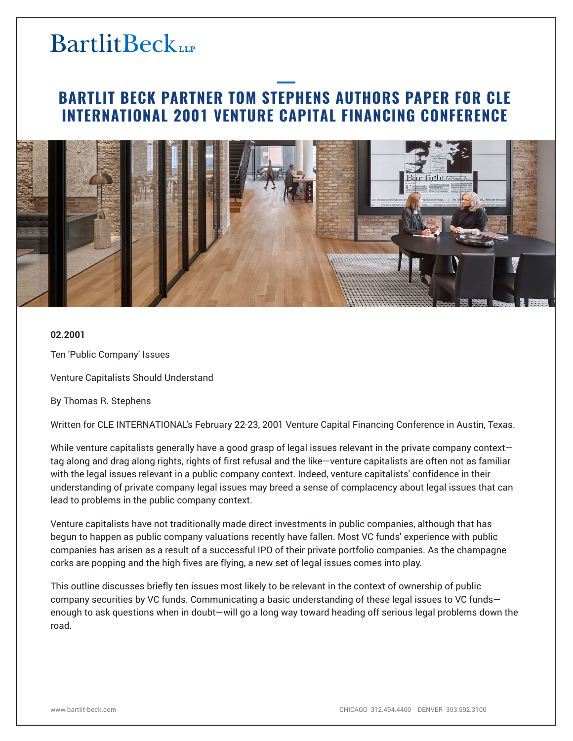BartlitBeck LLP

# BARTLIT BECK PARTNER TOM STEPHENS AUTHORS PAPER FOR CLE INTERNATIONAL 2001 VENTURE CAPITAL FINANCING CONFERENCE

**02.2001**

Ten 'Public Company' Issues

Venture Capitalists Should Understand

By Thomas R. Stephens

Written for CLE INTERNATIONAL's February 22-23, 2001 Venture Capital Financing Conference in Austin, Texas.

While venture capitalists generally have a good grasp of legal issues relevant in the private company context—tag along and drag along rights, rights of first refusal and the like—venture capitalists are often not as familiar with the legal issues relevant in a public company context. Indeed, venture capitalists' confidence in their understanding of private company legal issues may breed a sense of complacency about legal issues that can lead to problems in the public company context.

Venture capitalists have not traditionally made direct investments in public companies, although that has begun to happen as public company valuations recently have fallen. Most VC funds' experience with public companies has arisen as a result of a successful IPO of their private portfolio companies. As the champagne corks are popping and the high fives are flying, a new set of legal issues comes into play.

This outline discusses briefly ten issues most likely to be relevant in the context of ownership of public company securities by VC funds. Communicating a basic understanding of these legal issues to VC funds—enough to ask questions when in doubt—will go a long way toward heading off serious legal problems down the road.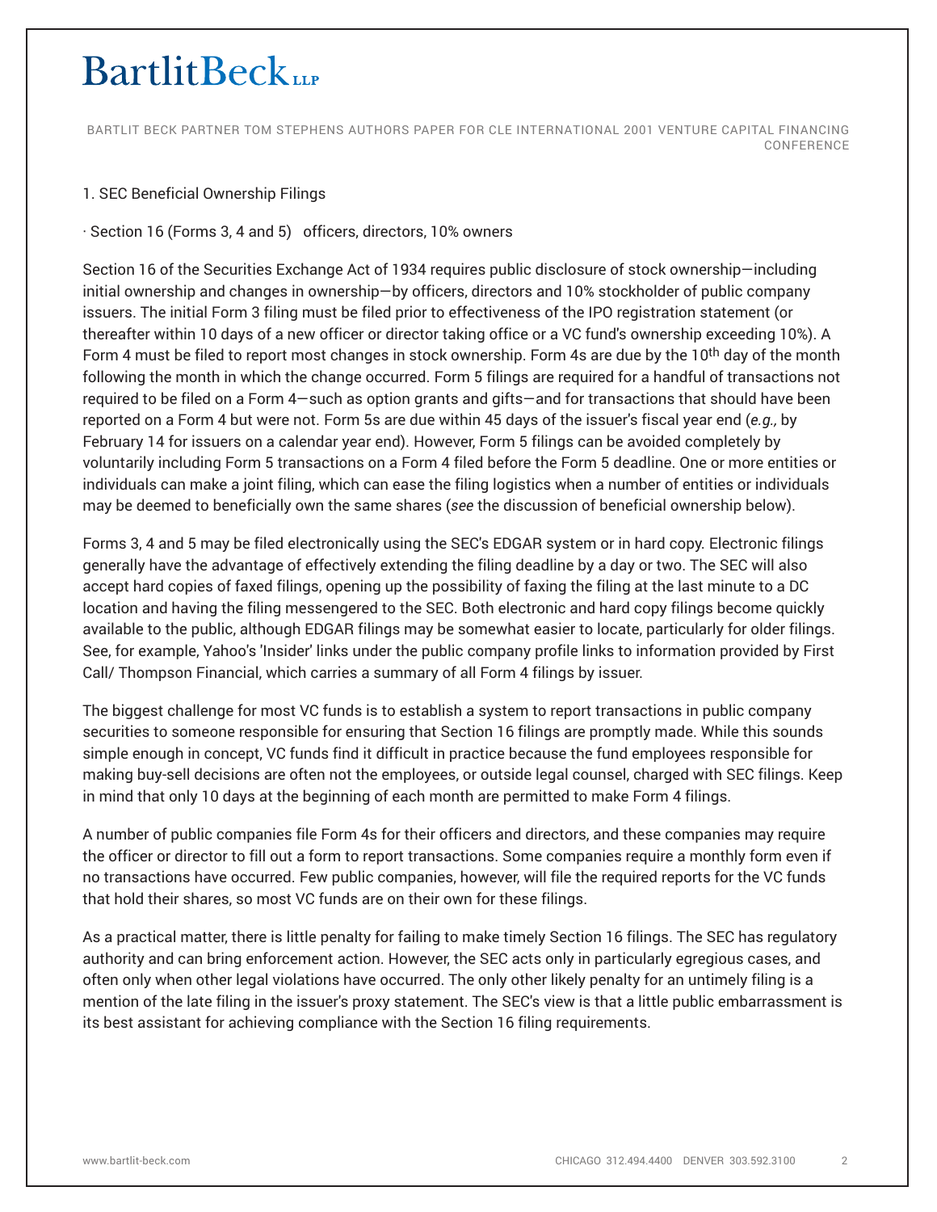BARTLIT BECK PARTNER TOM STEPHENS AUTHORS PAPER FOR CLE INTERNATIONAL 2001 VENTURE CAPITAL FINANCING CONFERENCE

1. SEC Beneficial Ownership Filings

· Section 16 (Forms 3, 4 and 5) officers, directors, 10% owners

Section 16 of the Securities Exchange Act of 1934 requires public disclosure of stock ownership—including initial ownership and changes in ownership—by officers, directors and 10% stockholder of public company issuers. The initial Form 3 filing must be filed prior to effectiveness of the IPO registration statement (or thereafter within 10 days of a new officer or director taking office or a VC fund's ownership exceeding 10%). A Form 4 must be filed to report most changes in stock ownership. Form 4s are due by the 10th day of the month following the month in which the change occurred. Form 5 filings are required for a handful of transactions not required to be filed on a Form 4—such as option grants and gifts—and for transactions that should have been reported on a Form 4 but were not. Form 5s are due within 45 days of the issuer's fiscal year end (*e.g.,* by February 14 for issuers on a calendar year end). However, Form 5 filings can be avoided completely by voluntarily including Form 5 transactions on a Form 4 filed before the Form 5 deadline. One or more entities or individuals can make a joint filing, which can ease the filing logistics when a number of entities or individuals may be deemed to beneficially own the same shares (*see* the discussion of beneficial ownership below).

Forms 3, 4 and 5 may be filed electronically using the SEC's EDGAR system or in hard copy. Electronic filings generally have the advantage of effectively extending the filing deadline by a day or two. The SEC will also accept hard copies of faxed filings, opening up the possibility of faxing the filing at the last minute to a DC location and having the filing messengered to the SEC. Both electronic and hard copy filings become quickly available to the public, although EDGAR filings may be somewhat easier to locate, particularly for older filings. See, for example, Yahoo's 'Insider' links under the public company profile links to information provided by First Call/ Thompson Financial, which carries a summary of all Form 4 filings by issuer.

The biggest challenge for most VC funds is to establish a system to report transactions in public company securities to someone responsible for ensuring that Section 16 filings are promptly made. While this sounds simple enough in concept, VC funds find it difficult in practice because the fund employees responsible for making buy-sell decisions are often not the employees, or outside legal counsel, charged with SEC filings. Keep in mind that only 10 days at the beginning of each month are permitted to make Form 4 filings.

A number of public companies file Form 4s for their officers and directors, and these companies may require the officer or director to fill out a form to report transactions. Some companies require a monthly form even if no transactions have occurred. Few public companies, however, will file the required reports for the VC funds that hold their shares, so most VC funds are on their own for these filings.

As a practical matter, there is little penalty for failing to make timely Section 16 filings. The SEC has regulatory authority and can bring enforcement action. However, the SEC acts only in particularly egregious cases, and often only when other legal violations have occurred. The only other likely penalty for an untimely filing is a mention of the late filing in the issuer's proxy statement. The SEC's view is that a little public embarrassment is its best assistant for achieving compliance with the Section 16 filing requirements.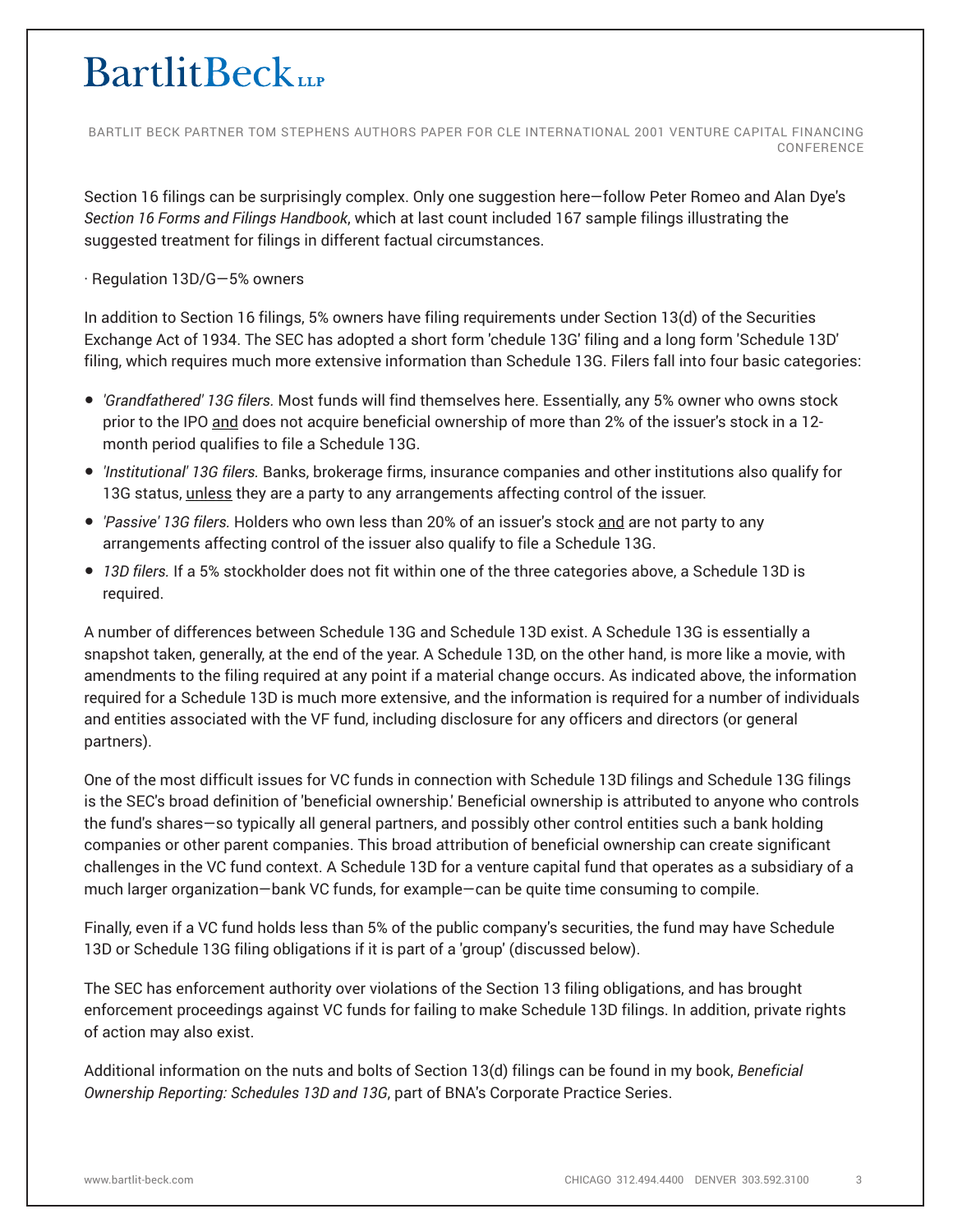Section 16 filings can be surprisingly complex. Only one suggestion here—follow Peter Romeo and Alan Dye's *Section 16 Forms and Filings Handbook*, which at last count included 167 sample filings illustrating the suggested treatment for filings in different factual circumstances.

· Regulation 13D/G—5% owners

In addition to Section 16 filings, 5% owners have filing requirements under Section 13(d) of the Securities Exchange Act of 1934. The SEC has adopted a short form 'chedule 13G' filing and a long form 'Schedule 13D' filing, which requires much more extensive information than Schedule 13G. Filers fall into four basic categories:

- *'Grandfathered' 13G filers.* Most funds will find themselves here. Essentially, any 5% owner who owns stock prior to the IPO <u>and</u> does not acquire beneficial ownership of more than 2% of the issuer's stock in a 12-month period qualifies to file a Schedule 13G.
- *'Institutional' 13G filers.* Banks, brokerage firms, insurance companies and other institutions also qualify for 13G status, <u>unless</u> they are a party to any arrangements affecting control of the issuer.
- *'Passive' 13G filers.* Holders who own less than 20% of an issuer's stock <u>and</u> are not party to any arrangements affecting control of the issuer also qualify to file a Schedule 13G.
- *13D filers.* If a 5% stockholder does not fit within one of the three categories above, a Schedule 13D is required.

A number of differences between Schedule 13G and Schedule 13D exist. A Schedule 13G is essentially a snapshot taken, generally, at the end of the year. A Schedule 13D, on the other hand, is more like a movie, with amendments to the filing required at any point if a material change occurs. As indicated above, the information required for a Schedule 13D is much more extensive, and the information is required for a number of individuals and entities associated with the VF fund, including disclosure for any officers and directors (or general partners).

One of the most difficult issues for VC funds in connection with Schedule 13D filings and Schedule 13G filings is the SEC's broad definition of 'beneficial ownership.' Beneficial ownership is attributed to anyone who controls the fund's shares—so typically all general partners, and possibly other control entities such a bank holding companies or other parent companies. This broad attribution of beneficial ownership can create significant challenges in the VC fund context. A Schedule 13D for a venture capital fund that operates as a subsidiary of a much larger organization—bank VC funds, for example—can be quite time consuming to compile.

Finally, even if a VC fund holds less than 5% of the public company's securities, the fund may have Schedule 13D or Schedule 13G filing obligations if it is part of a 'group' (discussed below).

The SEC has enforcement authority over violations of the Section 13 filing obligations, and has brought enforcement proceedings against VC funds for failing to make Schedule 13D filings. In addition, private rights of action may also exist.

Additional information on the nuts and bolts of Section 13(d) filings can be found in my book, *Beneficial Ownership Reporting: Schedules 13D and 13G*, part of BNA's Corporate Practice Series.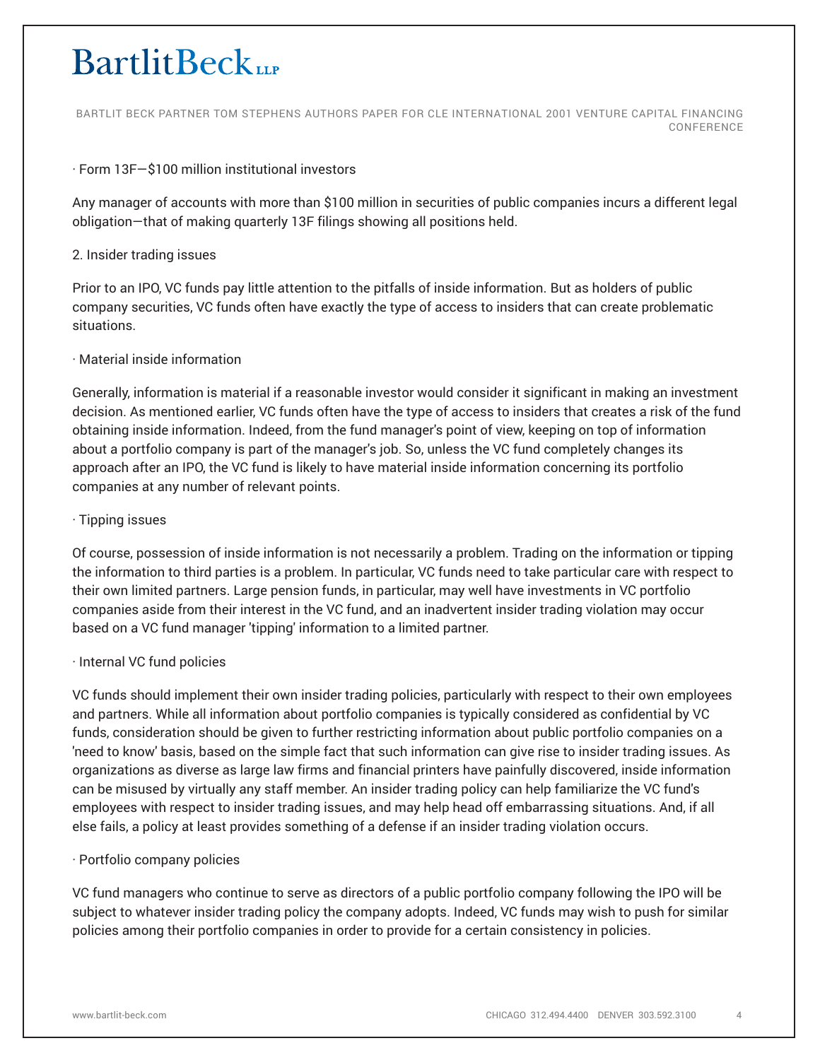· Form 13F—$100 million institutional investors

Any manager of accounts with more than $100 million in securities of public companies incurs a different legal obligation—that of making quarterly 13F filings showing all positions held.

2. Insider trading issues

Prior to an IPO, VC funds pay little attention to the pitfalls of inside information. But as holders of public company securities, VC funds often have exactly the type of access to insiders that can create problematic situations.

· Material inside information

Generally, information is material if a reasonable investor would consider it significant in making an investment decision. As mentioned earlier, VC funds often have the type of access to insiders that creates a risk of the fund obtaining inside information. Indeed, from the fund manager's point of view, keeping on top of information about a portfolio company is part of the manager's job. So, unless the VC fund completely changes its approach after an IPO, the VC fund is likely to have material inside information concerning its portfolio companies at any number of relevant points.

· Tipping issues

Of course, possession of inside information is not necessarily a problem. Trading on the information or tipping the information to third parties is a problem. In particular, VC funds need to take particular care with respect to their own limited partners. Large pension funds, in particular, may well have investments in VC portfolio companies aside from their interest in the VC fund, and an inadvertent insider trading violation may occur based on a VC fund manager 'tipping' information to a limited partner.

· Internal VC fund policies

VC funds should implement their own insider trading policies, particularly with respect to their own employees and partners. While all information about portfolio companies is typically considered as confidential by VC funds, consideration should be given to further restricting information about public portfolio companies on a 'need to know' basis, based on the simple fact that such information can give rise to insider trading issues. As organizations as diverse as large law firms and financial printers have painfully discovered, inside information can be misused by virtually any staff member. An insider trading policy can help familiarize the VC fund's employees with respect to insider trading issues, and may help head off embarrassing situations. And, if all else fails, a policy at least provides something of a defense if an insider trading violation occurs.

· Portfolio company policies

VC fund managers who continue to serve as directors of a public portfolio company following the IPO will be subject to whatever insider trading policy the company adopts. Indeed, VC funds may wish to push for similar policies among their portfolio companies in order to provide for a certain consistency in policies.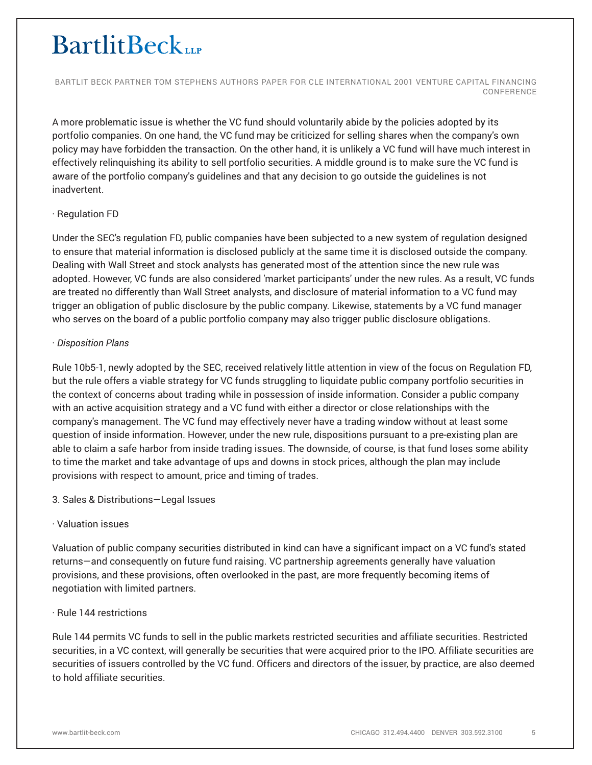A more problematic issue is whether the VC fund should voluntarily abide by the policies adopted by its portfolio companies. On one hand, the VC fund may be criticized for selling shares when the company's own policy may have forbidden the transaction. On the other hand, it is unlikely a VC fund will have much interest in effectively relinquishing its ability to sell portfolio securities. A middle ground is to make sure the VC fund is aware of the portfolio company's guidelines and that any decision to go outside the guidelines is not inadvertent.

· Regulation FD

Under the SEC's regulation FD, public companies have been subjected to a new system of regulation designed to ensure that material information is disclosed publicly at the same time it is disclosed outside the company. Dealing with Wall Street and stock analysts has generated most of the attention since the new rule was adopted. However, VC funds are also considered 'market participants' under the new rules. As a result, VC funds are treated no differently than Wall Street analysts, and disclosure of material information to a VC fund may trigger an obligation of public disclosure by the public company. Likewise, statements by a VC fund manager who serves on the board of a public portfolio company may also trigger public disclosure obligations.

· *Disposition Plans*

Rule 10b5-1, newly adopted by the SEC, received relatively little attention in view of the focus on Regulation FD, but the rule offers a viable strategy for VC funds struggling to liquidate public company portfolio securities in the context of concerns about trading while in possession of inside information. Consider a public company with an active acquisition strategy and a VC fund with either a director or close relationships with the company's management. The VC fund may effectively never have a trading window without at least some question of inside information. However, under the new rule, dispositions pursuant to a pre-existing plan are able to claim a safe harbor from inside trading issues. The downside, of course, is that fund loses some ability to time the market and take advantage of ups and downs in stock prices, although the plan may include provisions with respect to amount, price and timing of trades.

3. Sales & Distributions—Legal Issues

· Valuation issues

Valuation of public company securities distributed in kind can have a significant impact on a VC fund's stated returns—and consequently on future fund raising. VC partnership agreements generally have valuation provisions, and these provisions, often overlooked in the past, are more frequently becoming items of negotiation with limited partners.

· Rule 144 restrictions

Rule 144 permits VC funds to sell in the public markets restricted securities and affiliate securities. Restricted securities, in a VC context, will generally be securities that were acquired prior to the IPO. Affiliate securities are securities of issuers controlled by the VC fund. Officers and directors of the issuer, by practice, are also deemed to hold affiliate securities.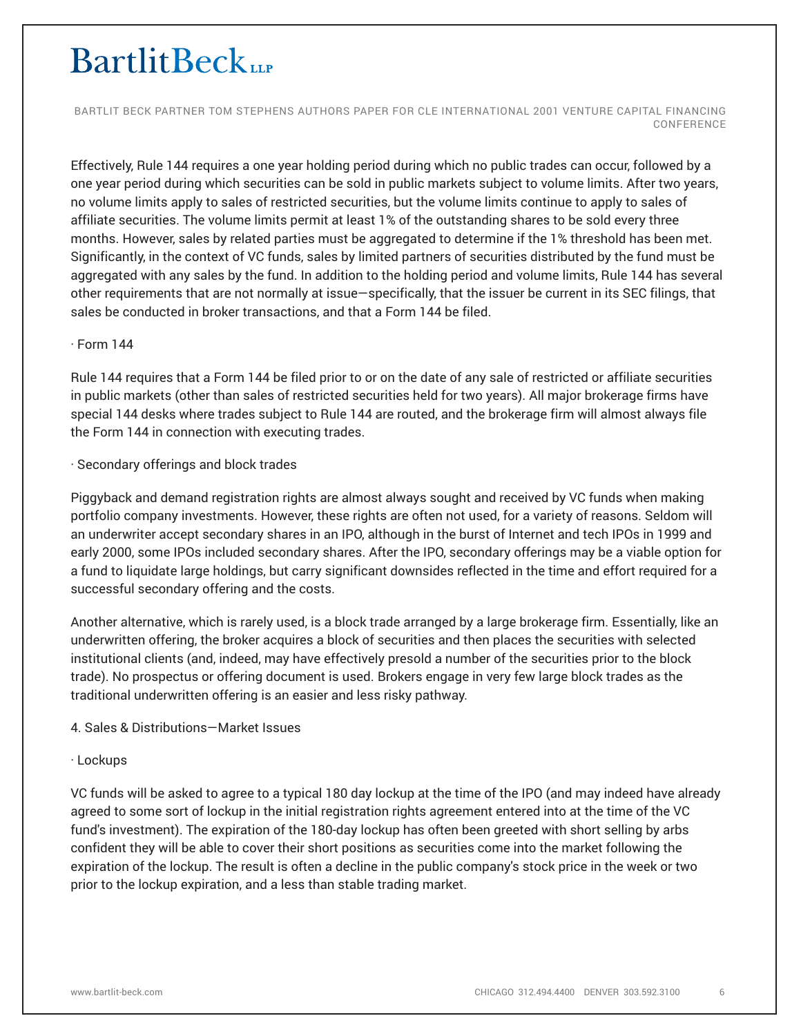Effectively, Rule 144 requires a one year holding period during which no public trades can occur, followed by a one year period during which securities can be sold in public markets subject to volume limits. After two years, no volume limits apply to sales of restricted securities, but the volume limits continue to apply to sales of affiliate securities. The volume limits permit at least 1% of the outstanding shares to be sold every three months. However, sales by related parties must be aggregated to determine if the 1% threshold has been met. Significantly, in the context of VC funds, sales by limited partners of securities distributed by the fund must be aggregated with any sales by the fund. In addition to the holding period and volume limits, Rule 144 has several other requirements that are not normally at issue—specifically, that the issuer be current in its SEC filings, that sales be conducted in broker transactions, and that a Form 144 be filed.

· Form 144

Rule 144 requires that a Form 144 be filed prior to or on the date of any sale of restricted or affiliate securities in public markets (other than sales of restricted securities held for two years). All major brokerage firms have special 144 desks where trades subject to Rule 144 are routed, and the brokerage firm will almost always file the Form 144 in connection with executing trades.

· Secondary offerings and block trades

Piggyback and demand registration rights are almost always sought and received by VC funds when making portfolio company investments. However, these rights are often not used, for a variety of reasons. Seldom will an underwriter accept secondary shares in an IPO, although in the burst of Internet and tech IPOs in 1999 and early 2000, some IPOs included secondary shares. After the IPO, secondary offerings may be a viable option for a fund to liquidate large holdings, but carry significant downsides reflected in the time and effort required for a successful secondary offering and the costs.

Another alternative, which is rarely used, is a block trade arranged by a large brokerage firm. Essentially, like an underwritten offering, the broker acquires a block of securities and then places the securities with selected institutional clients (and, indeed, may have effectively presold a number of the securities prior to the block trade). No prospectus or offering document is used. Brokers engage in very few large block trades as the traditional underwritten offering is an easier and less risky pathway.

4. Sales & Distributions—Market Issues

· Lockups

VC funds will be asked to agree to a typical 180 day lockup at the time of the IPO (and may indeed have already agreed to some sort of lockup in the initial registration rights agreement entered into at the time of the VC fund's investment). The expiration of the 180-day lockup has often been greeted with short selling by arbs confident they will be able to cover their short positions as securities come into the market following the expiration of the lockup. The result is often a decline in the public company's stock price in the week or two prior to the lockup expiration, and a less than stable trading market.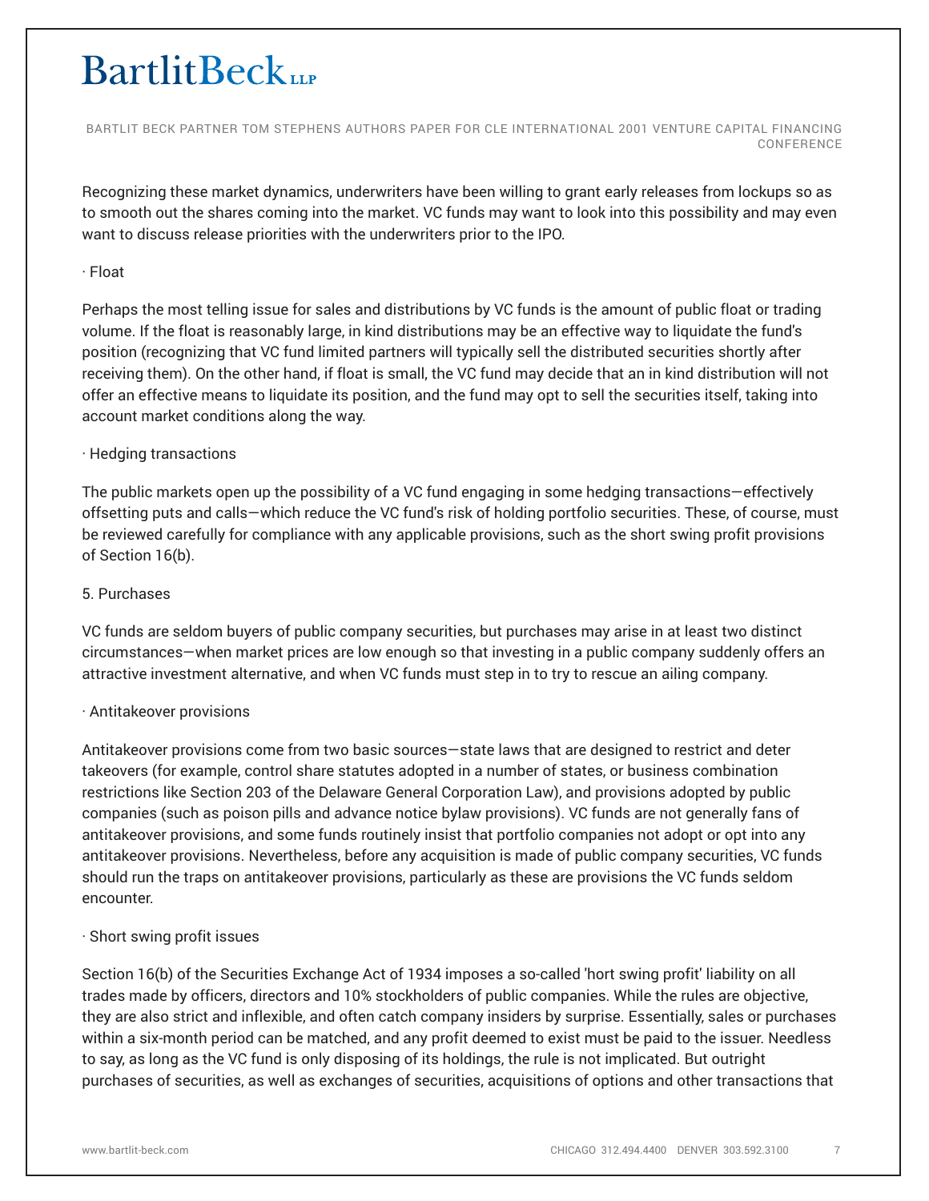Recognizing these market dynamics, underwriters have been willing to grant early releases from lockups so as to smooth out the shares coming into the market. VC funds may want to look into this possibility and may even want to discuss release priorities with the underwriters prior to the IPO.

· Float

Perhaps the most telling issue for sales and distributions by VC funds is the amount of public float or trading volume. If the float is reasonably large, in kind distributions may be an effective way to liquidate the fund's position (recognizing that VC fund limited partners will typically sell the distributed securities shortly after receiving them). On the other hand, if float is small, the VC fund may decide that an in kind distribution will not offer an effective means to liquidate its position, and the fund may opt to sell the securities itself, taking into account market conditions along the way.

· Hedging transactions

The public markets open up the possibility of a VC fund engaging in some hedging transactions—effectively offsetting puts and calls—which reduce the VC fund's risk of holding portfolio securities. These, of course, must be reviewed carefully for compliance with any applicable provisions, such as the short swing profit provisions of Section 16(b).

5. Purchases

VC funds are seldom buyers of public company securities, but purchases may arise in at least two distinct circumstances—when market prices are low enough so that investing in a public company suddenly offers an attractive investment alternative, and when VC funds must step in to try to rescue an ailing company.

· Antitakeover provisions

Antitakeover provisions come from two basic sources—state laws that are designed to restrict and deter takeovers (for example, control share statutes adopted in a number of states, or business combination restrictions like Section 203 of the Delaware General Corporation Law), and provisions adopted by public companies (such as poison pills and advance notice bylaw provisions). VC funds are not generally fans of antitakeover provisions, and some funds routinely insist that portfolio companies not adopt or opt into any antitakeover provisions. Nevertheless, before any acquisition is made of public company securities, VC funds should run the traps on antitakeover provisions, particularly as these are provisions the VC funds seldom encounter.

· Short swing profit issues

Section 16(b) of the Securities Exchange Act of 1934 imposes a so-called 'hort swing profit' liability on all trades made by officers, directors and 10% stockholders of public companies. While the rules are objective, they are also strict and inflexible, and often catch company insiders by surprise. Essentially, sales or purchases within a six-month period can be matched, and any profit deemed to exist must be paid to the issuer. Needless to say, as long as the VC fund is only disposing of its holdings, the rule is not implicated. But outright purchases of securities, as well as exchanges of securities, acquisitions of options and other transactions that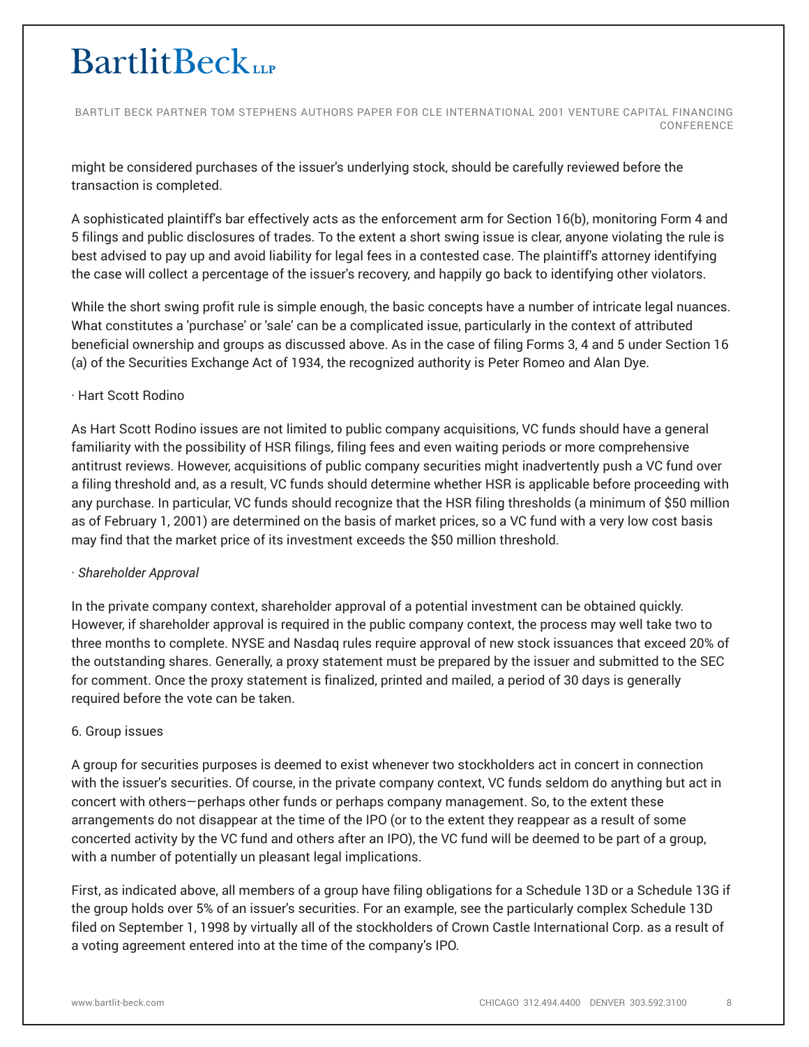might be considered purchases of the issuer's underlying stock, should be carefully reviewed before the transaction is completed.

A sophisticated plaintiff's bar effectively acts as the enforcement arm for Section 16(b), monitoring Form 4 and 5 filings and public disclosures of trades. To the extent a short swing issue is clear, anyone violating the rule is best advised to pay up and avoid liability for legal fees in a contested case. The plaintiff's attorney identifying the case will collect a percentage of the issuer's recovery, and happily go back to identifying other violators.

While the short swing profit rule is simple enough, the basic concepts have a number of intricate legal nuances. What constitutes a 'purchase' or 'sale' can be a complicated issue, particularly in the context of attributed beneficial ownership and groups as discussed above. As in the case of filing Forms 3, 4 and 5 under Section 16 (a) of the Securities Exchange Act of 1934, the recognized authority is Peter Romeo and Alan Dye.

· Hart Scott Rodino

As Hart Scott Rodino issues are not limited to public company acquisitions, VC funds should have a general familiarity with the possibility of HSR filings, filing fees and even waiting periods or more comprehensive antitrust reviews. However, acquisitions of public company securities might inadvertently push a VC fund over a filing threshold and, as a result, VC funds should determine whether HSR is applicable before proceeding with any purchase. In particular, VC funds should recognize that the HSR filing thresholds (a minimum of $50 million as of February 1, 2001) are determined on the basis of market prices, so a VC fund with a very low cost basis may find that the market price of its investment exceeds the $50 million threshold.

· *Shareholder Approval*

In the private company context, shareholder approval of a potential investment can be obtained quickly. However, if shareholder approval is required in the public company context, the process may well take two to three months to complete. NYSE and Nasdaq rules require approval of new stock issuances that exceed 20% of the outstanding shares. Generally, a proxy statement must be prepared by the issuer and submitted to the SEC for comment. Once the proxy statement is finalized, printed and mailed, a period of 30 days is generally required before the vote can be taken.

6. Group issues

A group for securities purposes is deemed to exist whenever two stockholders act in concert in connection with the issuer's securities. Of course, in the private company context, VC funds seldom do anything but act in concert with others—perhaps other funds or perhaps company management. So, to the extent these arrangements do not disappear at the time of the IPO (or to the extent they reappear as a result of some concerted activity by the VC fund and others after an IPO), the VC fund will be deemed to be part of a group, with a number of potentially un pleasant legal implications.

First, as indicated above, all members of a group have filing obligations for a Schedule 13D or a Schedule 13G if the group holds over 5% of an issuer's securities. For an example, see the particularly complex Schedule 13D filed on September 1, 1998 by virtually all of the stockholders of Crown Castle International Corp. as a result of a voting agreement entered into at the time of the company's IPO.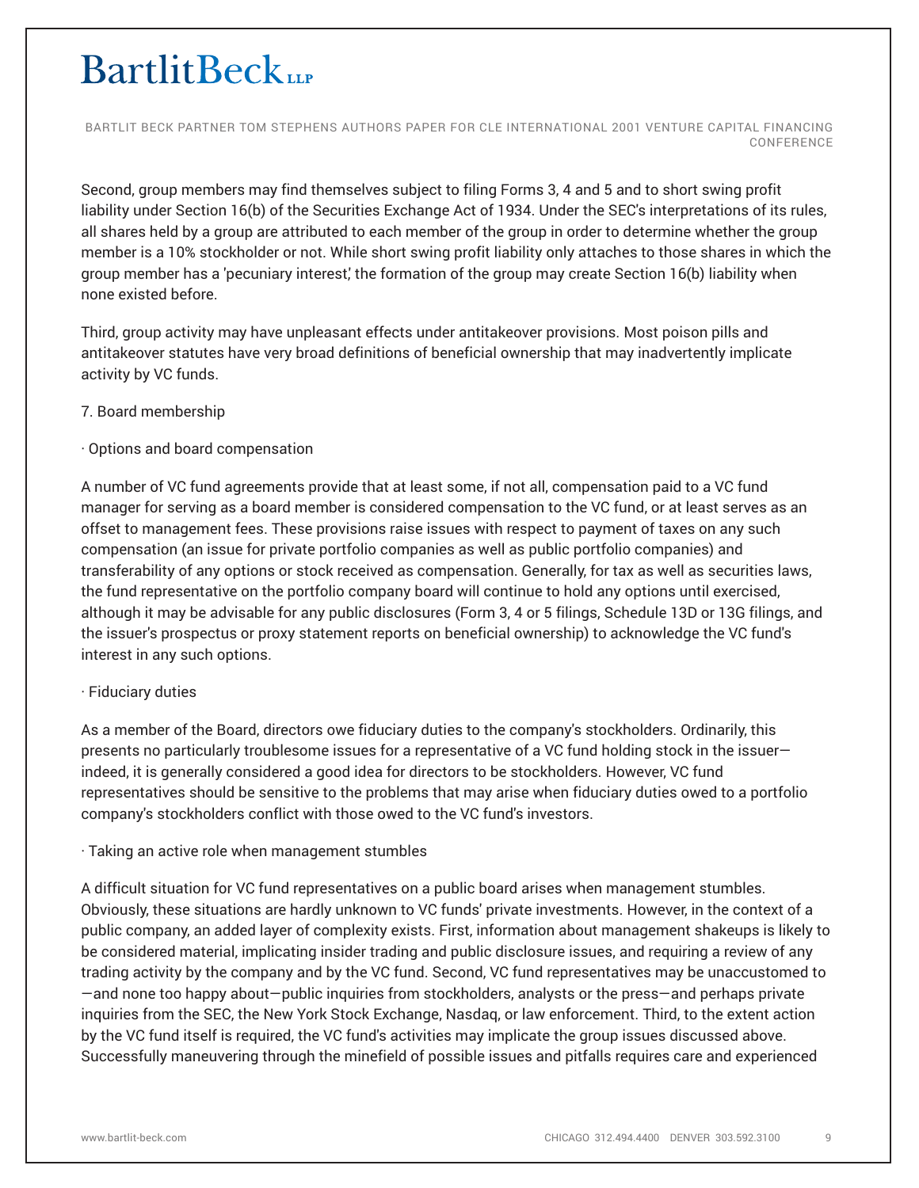Second, group members may find themselves subject to filing Forms 3, 4 and 5 and to short swing profit liability under Section 16(b) of the Securities Exchange Act of 1934. Under the SEC's interpretations of its rules, all shares held by a group are attributed to each member of the group in order to determine whether the group member is a 10% stockholder or not. While short swing profit liability only attaches to those shares in which the group member has a 'pecuniary interest,' the formation of the group may create Section 16(b) liability when none existed before.

Third, group activity may have unpleasant effects under antitakeover provisions. Most poison pills and antitakeover statutes have very broad definitions of beneficial ownership that may inadvertently implicate activity by VC funds.

7. Board membership

· Options and board compensation

A number of VC fund agreements provide that at least some, if not all, compensation paid to a VC fund manager for serving as a board member is considered compensation to the VC fund, or at least serves as an offset to management fees. These provisions raise issues with respect to payment of taxes on any such compensation (an issue for private portfolio companies as well as public portfolio companies) and transferability of any options or stock received as compensation. Generally, for tax as well as securities laws, the fund representative on the portfolio company board will continue to hold any options until exercised, although it may be advisable for any public disclosures (Form 3, 4 or 5 filings, Schedule 13D or 13G filings, and the issuer's prospectus or proxy statement reports on beneficial ownership) to acknowledge the VC fund's interest in any such options.

· Fiduciary duties

As a member of the Board, directors owe fiduciary duties to the company's stockholders. Ordinarily, this presents no particularly troublesome issues for a representative of a VC fund holding stock in the issuer—indeed, it is generally considered a good idea for directors to be stockholders. However, VC fund representatives should be sensitive to the problems that may arise when fiduciary duties owed to a portfolio company's stockholders conflict with those owed to the VC fund's investors.

· Taking an active role when management stumbles

A difficult situation for VC fund representatives on a public board arises when management stumbles. Obviously, these situations are hardly unknown to VC funds' private investments. However, in the context of a public company, an added layer of complexity exists. First, information about management shakeups is likely to be considered material, implicating insider trading and public disclosure issues, and requiring a review of any trading activity by the company and by the VC fund. Second, VC fund representatives may be unaccustomed to—and none too happy about—public inquiries from stockholders, analysts or the press—and perhaps private inquiries from the SEC, the New York Stock Exchange, Nasdaq, or law enforcement. Third, to the extent action by the VC fund itself is required, the VC fund's activities may implicate the group issues discussed above. Successfully maneuvering through the minefield of possible issues and pitfalls requires care and experienced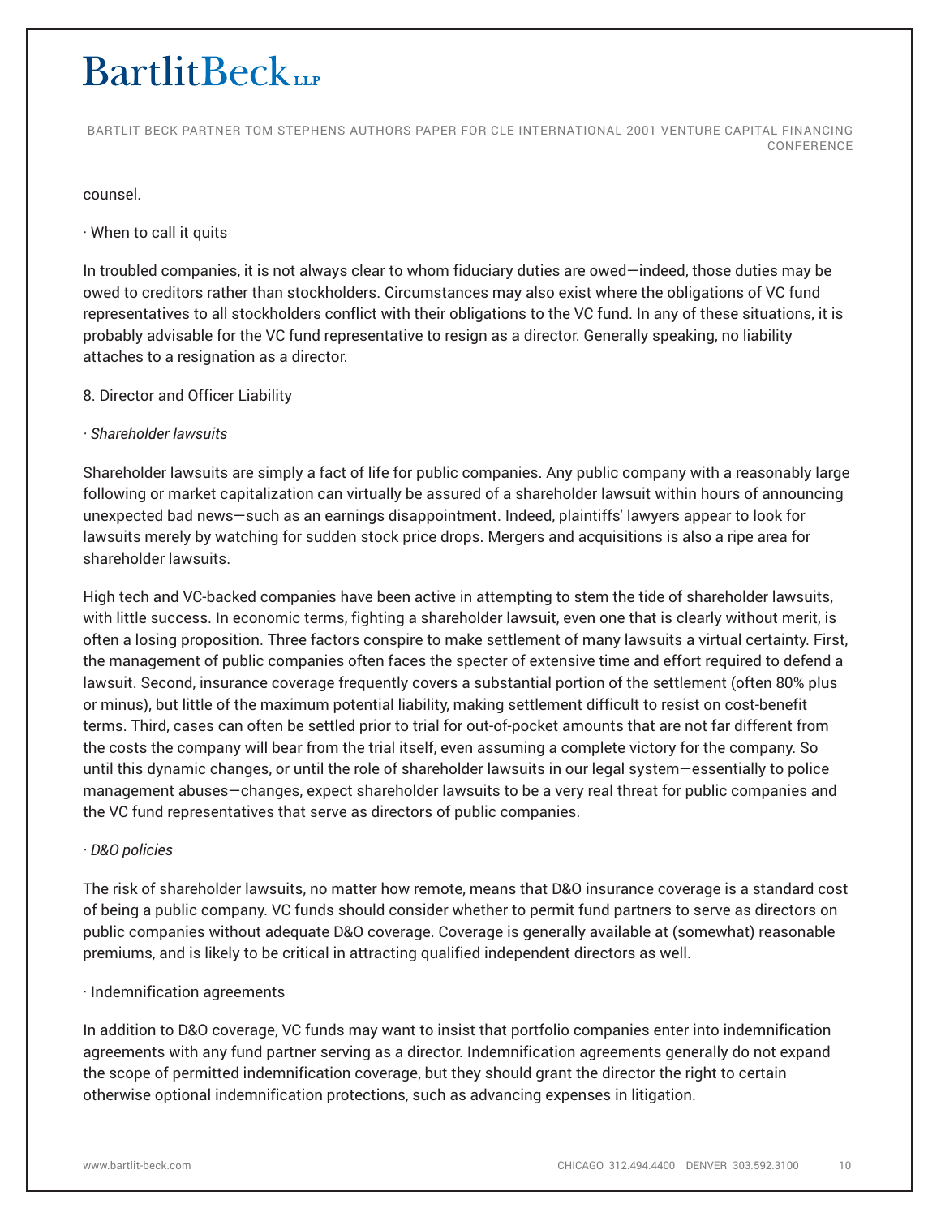counsel.

· When to call it quits

In troubled companies, it is not always clear to whom fiduciary duties are owed—indeed, those duties may be owed to creditors rather than stockholders. Circumstances may also exist where the obligations of VC fund representatives to all stockholders conflict with their obligations to the VC fund. In any of these situations, it is probably advisable for the VC fund representative to resign as a director. Generally speaking, no liability attaches to a resignation as a director.

8. Director and Officer Liability

*· Shareholder lawsuits*

Shareholder lawsuits are simply a fact of life for public companies. Any public company with a reasonably large following or market capitalization can virtually be assured of a shareholder lawsuit within hours of announcing unexpected bad news—such as an earnings disappointment. Indeed, plaintiffs' lawyers appear to look for lawsuits merely by watching for sudden stock price drops. Mergers and acquisitions is also a ripe area for shareholder lawsuits.

High tech and VC-backed companies have been active in attempting to stem the tide of shareholder lawsuits, with little success. In economic terms, fighting a shareholder lawsuit, even one that is clearly without merit, is often a losing proposition. Three factors conspire to make settlement of many lawsuits a virtual certainty. First, the management of public companies often faces the specter of extensive time and effort required to defend a lawsuit. Second, insurance coverage frequently covers a substantial portion of the settlement (often 80% plus or minus), but little of the maximum potential liability, making settlement difficult to resist on cost-benefit terms. Third, cases can often be settled prior to trial for out-of-pocket amounts that are not far different from the costs the company will bear from the trial itself, even assuming a complete victory for the company. So until this dynamic changes, or until the role of shareholder lawsuits in our legal system—essentially to police management abuses—changes, expect shareholder lawsuits to be a very real threat for public companies and the VC fund representatives that serve as directors of public companies.

*· D&O policies*

The risk of shareholder lawsuits, no matter how remote, means that D&O insurance coverage is a standard cost of being a public company. VC funds should consider whether to permit fund partners to serve as directors on public companies without adequate D&O coverage. Coverage is generally available at (somewhat) reasonable premiums, and is likely to be critical in attracting qualified independent directors as well.

· Indemnification agreements

In addition to D&O coverage, VC funds may want to insist that portfolio companies enter into indemnification agreements with any fund partner serving as a director. Indemnification agreements generally do not expand the scope of permitted indemnification coverage, but they should grant the director the right to certain otherwise optional indemnification protections, such as advancing expenses in litigation.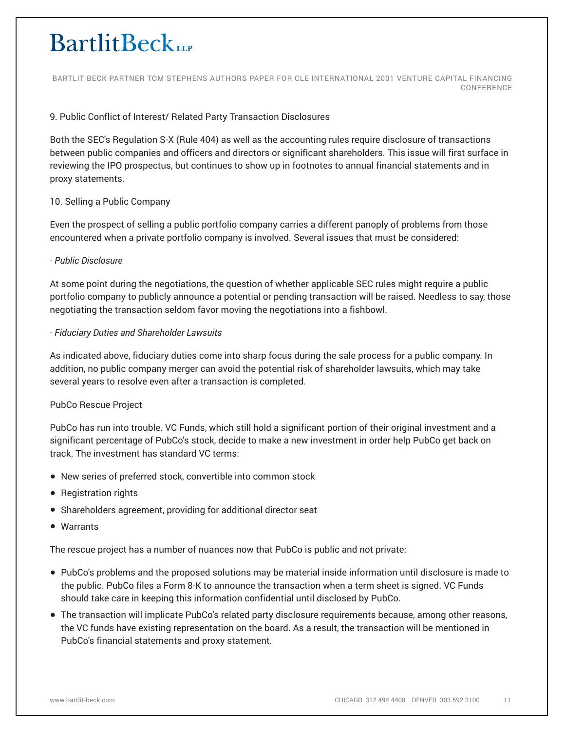### 9. Public Conflict of Interest/ Related Party Transaction Disclosures

Both the SEC's Regulation S-X (Rule 404) as well as the accounting rules require disclosure of transactions between public companies and officers and directors or significant shareholders. This issue will first surface in reviewing the IPO prospectus, but continues to show up in footnotes to annual financial statements and in proxy statements.

### 10. Selling a Public Company

Even the prospect of selling a public portfolio company carries a different panoply of problems from those encountered when a private portfolio company is involved. Several issues that must be considered:

· *Public Disclosure*

At some point during the negotiations, the question of whether applicable SEC rules might require a public portfolio company to publicly announce a potential or pending transaction will be raised. Needless to say, those negotiating the transaction seldom favor moving the negotiations into a fishbowl.

· *Fiduciary Duties and Shareholder Lawsuits*

As indicated above, fiduciary duties come into sharp focus during the sale process for a public company. In addition, no public company merger can avoid the potential risk of shareholder lawsuits, which may take several years to resolve even after a transaction is completed.

### PubCo Rescue Project

PubCo has run into trouble. VC Funds, which still hold a significant portion of their original investment and a significant percentage of PubCo's stock, decide to make a new investment in order help PubCo get back on track. The investment has standard VC terms:

- New series of preferred stock, convertible into common stock
- Registration rights
- Shareholders agreement, providing for additional director seat
- Warrants

The rescue project has a number of nuances now that PubCo is public and not private:

- PubCo's problems and the proposed solutions may be material inside information until disclosure is made to the public. PubCo files a Form 8-K to announce the transaction when a term sheet is signed. VC Funds should take care in keeping this information confidential until disclosed by PubCo.
- The transaction will implicate PubCo's related party disclosure requirements because, among other reasons, the VC funds have existing representation on the board. As a result, the transaction will be mentioned in PubCo's financial statements and proxy statement.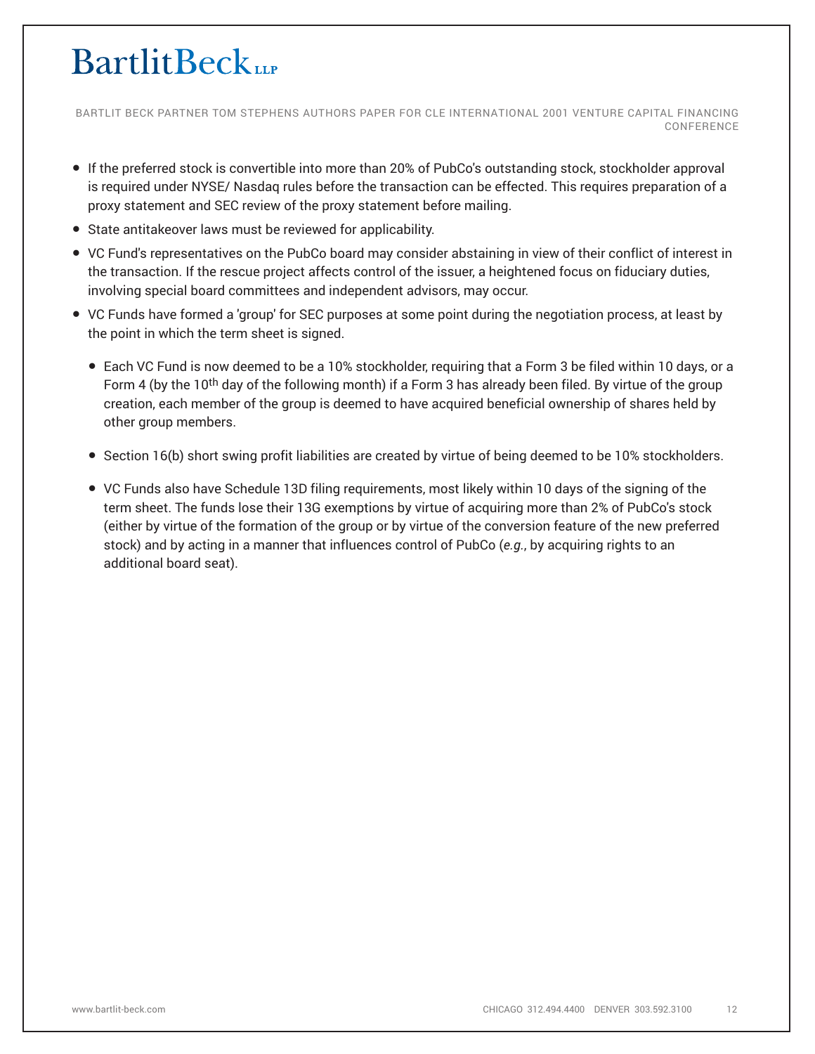- If the preferred stock is convertible into more than 20% of PubCo's outstanding stock, stockholder approval is required under NYSE/ Nasdaq rules before the transaction can be effected. This requires preparation of a proxy statement and SEC review of the proxy statement before mailing.
- State antitakeover laws must be reviewed for applicability.
- VC Fund's representatives on the PubCo board may consider abstaining in view of their conflict of interest in the transaction. If the rescue project affects control of the issuer, a heightened focus on fiduciary duties, involving special board committees and independent advisors, may occur.
- VC Funds have formed a 'group' for SEC purposes at some point during the negotiation process, at least by the point in which the term sheet is signed.
  - Each VC Fund is now deemed to be a 10% stockholder, requiring that a Form 3 be filed within 10 days, or a Form 4 (by the 10th day of the following month) if a Form 3 has already been filed. By virtue of the group creation, each member of the group is deemed to have acquired beneficial ownership of shares held by other group members.
  - Section 16(b) short swing profit liabilities are created by virtue of being deemed to be 10% stockholders.
  - VC Funds also have Schedule 13D filing requirements, most likely within 10 days of the signing of the term sheet. The funds lose their 13G exemptions by virtue of acquiring more than 2% of PubCo's stock (either by virtue of the formation of the group or by virtue of the conversion feature of the new preferred stock) and by acting in a manner that influences control of PubCo (*e.g.*, by acquiring rights to an additional board seat).